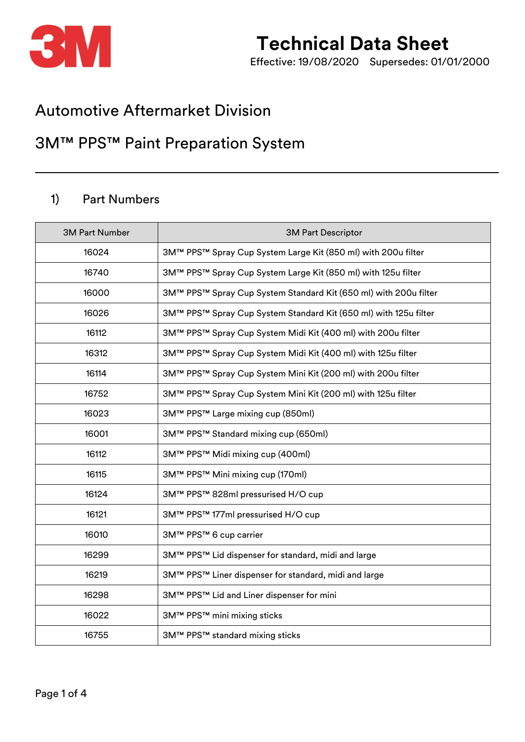# Technical Data Sheet

Effective: 19/08/2020 Supersedes: 01/01/2000

## Automotive Aftermarket Division

## 3M™ PPS™ Paint Preparation System

### 1) Part Numbers

| 3M Part Number | 3M Part Descriptor |
|---|---|
| 16024 | 3M™ PPS™ Spray Cup System Large Kit (850 ml) with 200u filter |
| 16740 | 3M™ PPS™ Spray Cup System Large Kit (850 ml) with 125u filter |
| 16000 | 3M™ PPS™ Spray Cup System Standard Kit (650 ml) with 200u filter |
| 16026 | 3M™ PPS™ Spray Cup System Standard Kit (650 ml) with 125u filter |
| 16112 | 3M™ PPS™ Spray Cup System Midi Kit (400 ml) with 200u filter |
| 16312 | 3M™ PPS™ Spray Cup System Midi Kit (400 ml) with 125u filter |
| 16114 | 3M™ PPS™ Spray Cup System Mini Kit (200 ml) with 200u filter |
| 16752 | 3M™ PPS™ Spray Cup System Mini Kit (200 ml) with 125u filter |
| 16023 | 3M™ PPS™ Large mixing cup (850ml) |
| 16001 | 3M™ PPS™ Standard mixing cup (650ml) |
| 16112 | 3M™ PPS™ Midi mixing cup (400ml) |
| 16115 | 3M™ PPS™ Mini mixing cup (170ml) |
| 16124 | 3M™ PPS™ 828ml pressurised H/O cup |
| 16121 | 3M™ PPS™ 177ml pressurised H/O cup |
| 16010 | 3M™ PPS™ 6 cup carrier |
| 16299 | 3M™ PPS™ Lid dispenser for standard, midi and large |
| 16219 | 3M™ PPS™ Liner dispenser for standard, midi and large |
| 16298 | 3M™ PPS™ Lid and Liner dispenser for mini |
| 16022 | 3M™ PPS™ mini mixing sticks |
| 16755 | 3M™ PPS™ standard mixing sticks |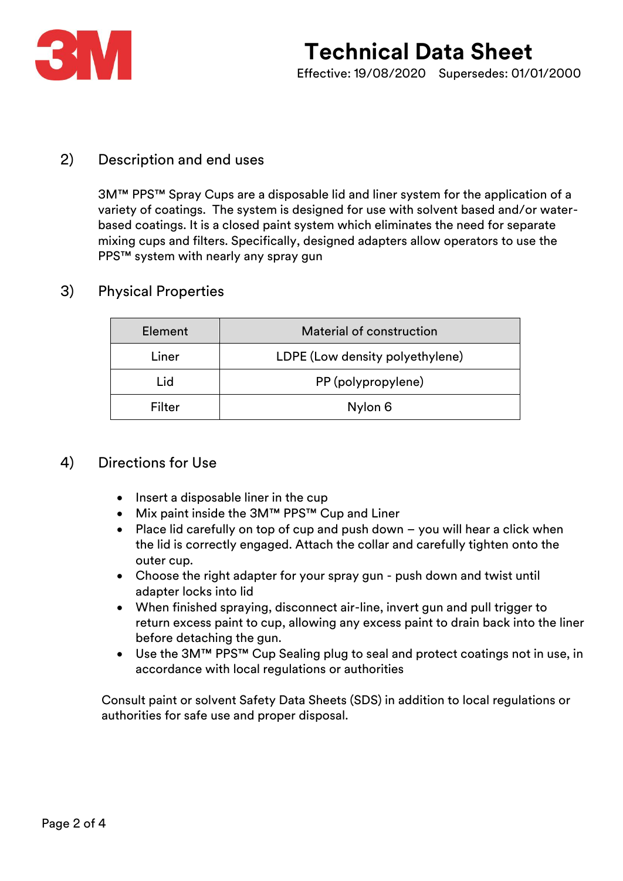# Technical Data Sheet

Effective: 19/08/2020 Supersedes: 01/01/2000

## 2) Description and end uses

3M™ PPS™ Spray Cups are a disposable lid and liner system for the application of a variety of coatings. The system is designed for use with solvent based and/or water-based coatings. It is a closed paint system which eliminates the need for separate mixing cups and filters. Specifically, designed adapters allow operators to use the PPS™ system with nearly any spray gun

## 3) Physical Properties

| Element | Material of construction |
|---|---|
| Liner | LDPE (Low density polyethylene) |
| Lid | PP (polypropylene) |
| Filter | Nylon 6 |

## 4) Directions for Use

- Insert a disposable liner in the cup
- Mix paint inside the 3M™ PPS™ Cup and Liner
- Place lid carefully on top of cup and push down – you will hear a click when the lid is correctly engaged. Attach the collar and carefully tighten onto the outer cup.
- Choose the right adapter for your spray gun - push down and twist until adapter locks into lid
- When finished spraying, disconnect air-line, invert gun and pull trigger to return excess paint to cup, allowing any excess paint to drain back into the liner before detaching the gun.
- Use the 3M™ PPS™ Cup Sealing plug to seal and protect coatings not in use, in accordance with local regulations or authorities

Consult paint or solvent Safety Data Sheets (SDS) in addition to local regulations or authorities for safe use and proper disposal.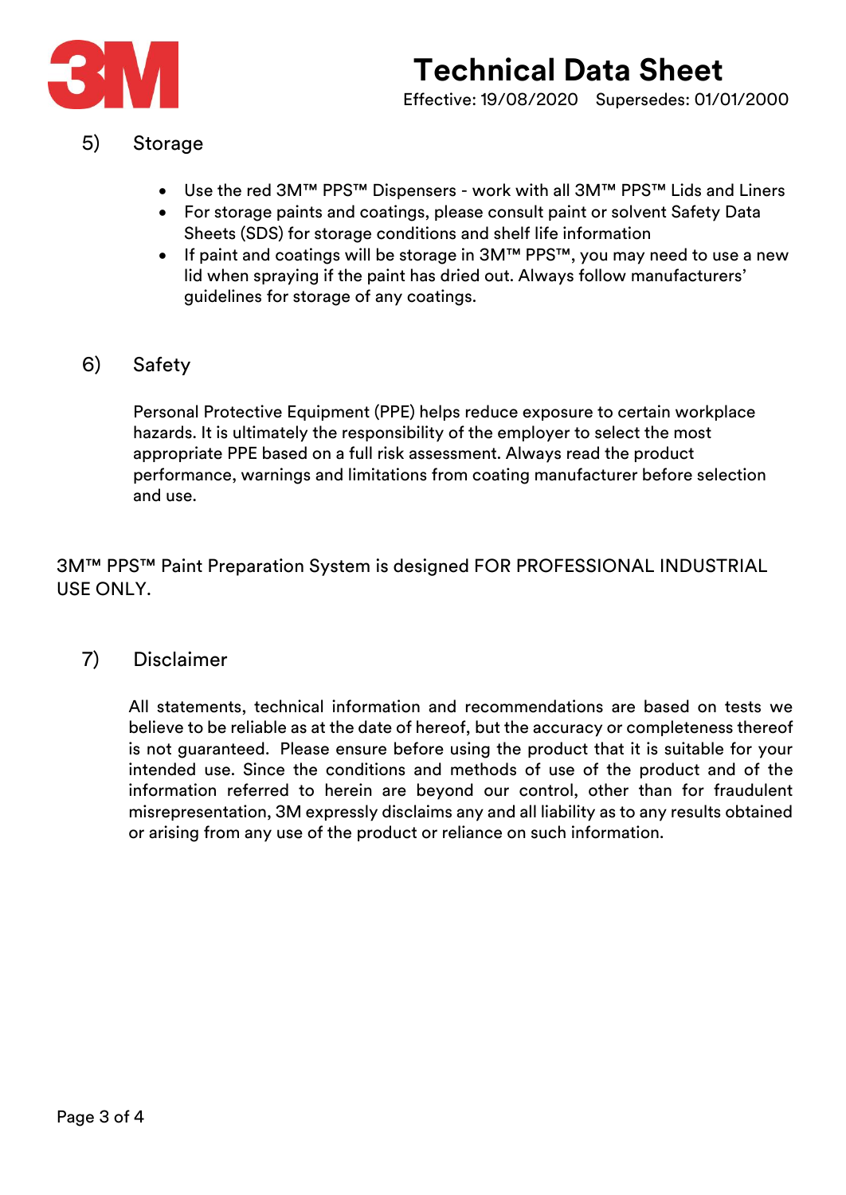## 5) Storage

- Use the red 3M™ PPS™ Dispensers - work with all 3M™ PPS™ Lids and Liners
- For storage paints and coatings, please consult paint or solvent Safety Data Sheets (SDS) for storage conditions and shelf life information
- If paint and coatings will be storage in 3M™ PPS™, you may need to use a new lid when spraying if the paint has dried out. Always follow manufacturers' guidelines for storage of any coatings.

## 6) Safety

Personal Protective Equipment (PPE) helps reduce exposure to certain workplace hazards. It is ultimately the responsibility of the employer to select the most appropriate PPE based on a full risk assessment. Always read the product performance, warnings and limitations from coating manufacturer before selection and use.

3M™ PPS™ Paint Preparation System is designed FOR PROFESSIONAL INDUSTRIAL USE ONLY.

## 7) Disclaimer

All statements, technical information and recommendations are based on tests we believe to be reliable as at the date of hereof, but the accuracy or completeness thereof is not guaranteed. Please ensure before using the product that it is suitable for your intended use. Since the conditions and methods of use of the product and of the information referred to herein are beyond our control, other than for fraudulent misrepresentation, 3M expressly disclaims any and all liability as to any results obtained or arising from any use of the product or reliance on such information.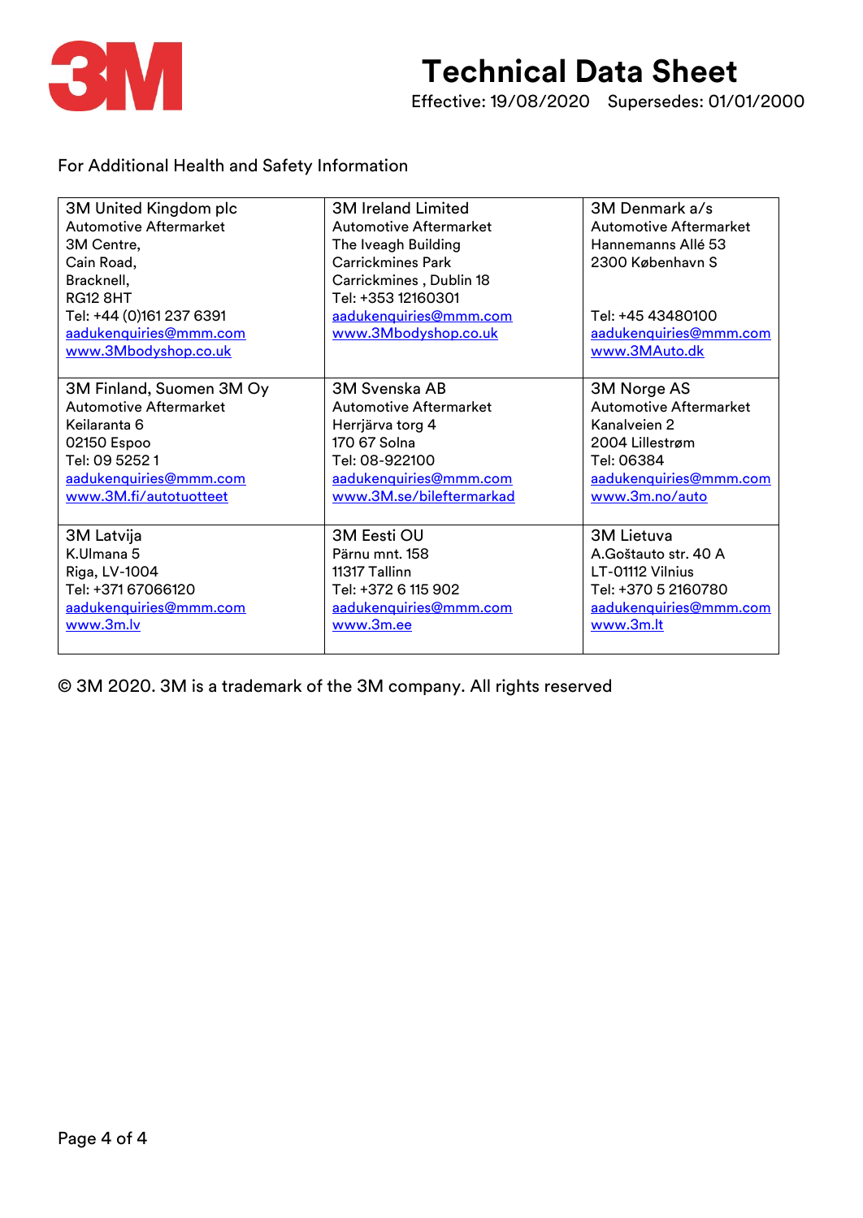# Technical Data Sheet

Effective: 19/08/2020 Supersedes: 01/01/2000

For Additional Health and Safety Information

| | | |
|---|---|---|
| 3M United Kingdom plc<br>Automotive Aftermarket<br>3M Centre,<br>Cain Road,<br>Bracknell,<br>RG12 8HT<br>Tel: +44 (0)161 237 6391<br>aadukenquiries@mmm.com<br>www.3Mbodyshop.co.uk | 3M Ireland Limited<br>Automotive Aftermarket<br>The Iveagh Building<br>Carrickmines Park<br>Carrickmines , Dublin 18<br>Tel: +353 12160301<br>aadukenquiries@mmm.com<br>www.3Mbodyshop.co.uk | 3M Denmark a/s<br>Automotive Aftermarket<br>Hannemanns Allé 53<br>2300 København S<br><br>Tel: +45 43480100<br>aadukenquiries@mmm.com<br>www.3MAuto.dk |
| 3M Finland, Suomen 3M Oy<br>Automotive Aftermarket<br>Keilaranta 6<br>02150 Espoo<br>Tel: 09 5252 1<br>aadukenquiries@mmm.com<br>www.3M.fi/autotuotteet | 3M Svenska AB<br>Automotive Aftermarket<br>Herrjärva torg 4<br>170 67 Solna<br>Tel: 08-922100<br>aadukenquiries@mmm.com<br>www.3M.se/bileftermarkad | 3M Norge AS<br>Automotive Aftermarket<br>Kanalveien 2<br>2004 Lillestrøm<br>Tel: 06384<br>aadukenquiries@mmm.com<br>www.3m.no/auto |
| 3M Latvija<br>K.Ulmana 5<br>Riga, LV-1004<br>Tel: +371 67066120<br>aadukenquiries@mmm.com<br>www.3m.lv | 3M Eesti OU<br>Pärnu mnt. 158<br>11317 Tallinn<br>Tel: +372 6 115 902<br>aadukenquiries@mmm.com<br>www.3m.ee | 3M Lietuva<br>A.Goštauto str. 40 A<br>LT-01112 Vilnius<br>Tel: +370 5 2160780<br>aadukenquiries@mmm.com<br>www.3m.lt |

© 3M 2020. 3M is a trademark of the 3M company. All rights reserved